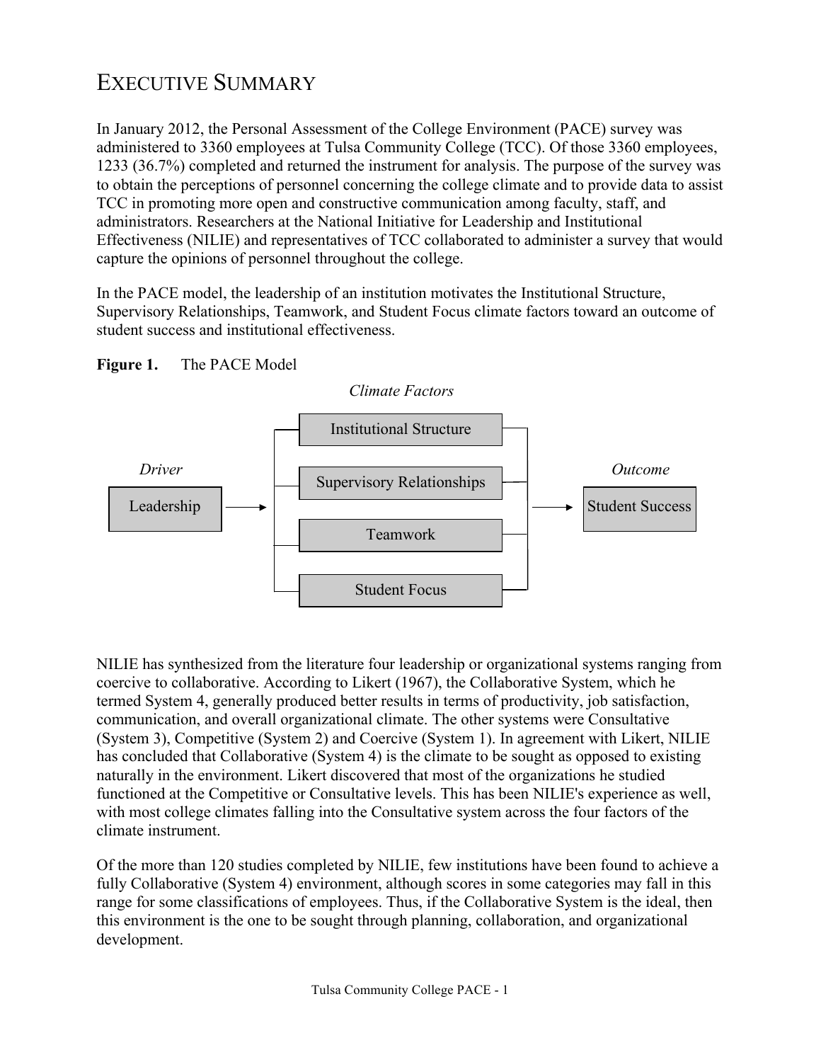# EXECUTIVE SUMMARY

In January 2012, the Personal Assessment of the College Environment (PACE) survey was administered to 3360 employees at Tulsa Community College (TCC). Of those 3360 employees, 1233 (36.7%) completed and returned the instrument for analysis. The purpose of the survey was to obtain the perceptions of personnel concerning the college climate and to provide data to assist TCC in promoting more open and constructive communication among faculty, staff, and administrators. Researchers at the National Initiative for Leadership and Institutional Effectiveness (NILIE) and representatives of TCC collaborated to administer a survey that would capture the opinions of personnel throughout the college.

In the PACE model, the leadership of an institution motivates the Institutional Structure, Supervisory Relationships, Teamwork, and Student Focus climate factors toward an outcome of student success and institutional effectiveness.

**Figure 1.** The PACE Model

*Driver*: Leadership → *Climate Factors*: Institutional Structure, Supervisory Relationships, Teamwork, Student Focus → *Outcome*: Student Success

NILIE has synthesized from the literature four leadership or organizational systems ranging from coercive to collaborative. According to Likert (1967), the Collaborative System, which he termed System 4, generally produced better results in terms of productivity, job satisfaction, communication, and overall organizational climate. The other systems were Consultative (System 3), Competitive (System 2) and Coercive (System 1). In agreement with Likert, NILIE has concluded that Collaborative (System 4) is the climate to be sought as opposed to existing naturally in the environment. Likert discovered that most of the organizations he studied functioned at the Competitive or Consultative levels. This has been NILIE's experience as well, with most college climates falling into the Consultative system across the four factors of the climate instrument.

Of the more than 120 studies completed by NILIE, few institutions have been found to achieve a fully Collaborative (System 4) environment, although scores in some categories may fall in this range for some classifications of employees. Thus, if the Collaborative System is the ideal, then this environment is the one to be sought through planning, collaboration, and organizational development.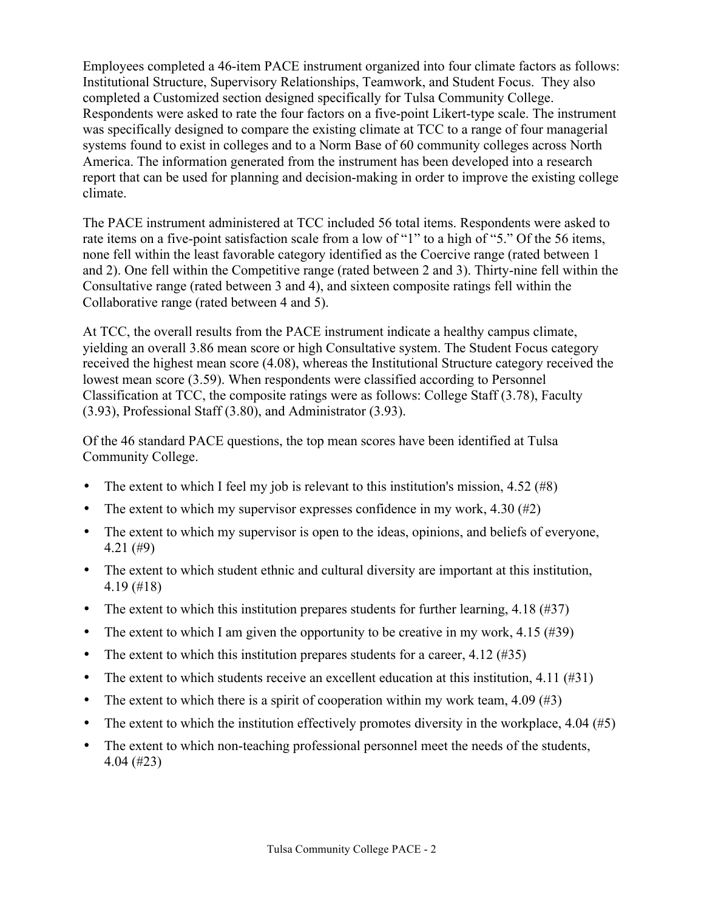Employees completed a 46-item PACE instrument organized into four climate factors as follows: Institutional Structure, Supervisory Relationships, Teamwork, and Student Focus. They also completed a Customized section designed specifically for Tulsa Community College. Respondents were asked to rate the four factors on a five-point Likert-type scale. The instrument was specifically designed to compare the existing climate at TCC to a range of four managerial systems found to exist in colleges and to a Norm Base of 60 community colleges across North America. The information generated from the instrument has been developed into a research report that can be used for planning and decision-making in order to improve the existing college climate.

The PACE instrument administered at TCC included 56 total items. Respondents were asked to rate items on a five-point satisfaction scale from a low of "1" to a high of "5." Of the 56 items, none fell within the least favorable category identified as the Coercive range (rated between 1 and 2). One fell within the Competitive range (rated between 2 and 3). Thirty-nine fell within the Consultative range (rated between 3 and 4), and sixteen composite ratings fell within the Collaborative range (rated between 4 and 5).

At TCC, the overall results from the PACE instrument indicate a healthy campus climate, yielding an overall 3.86 mean score or high Consultative system. The Student Focus category received the highest mean score (4.08), whereas the Institutional Structure category received the lowest mean score (3.59). When respondents were classified according to Personnel Classification at TCC, the composite ratings were as follows: College Staff (3.78), Faculty (3.93), Professional Staff (3.80), and Administrator (3.93).

Of the 46 standard PACE questions, the top mean scores have been identified at Tulsa Community College.

- The extent to which I feel my job is relevant to this institution's mission, 4.52 (#8)
- The extent to which my supervisor expresses confidence in my work, 4.30 (#2)
- The extent to which my supervisor is open to the ideas, opinions, and beliefs of everyone, 4.21 (#9)
- The extent to which student ethnic and cultural diversity are important at this institution, 4.19 (#18)
- The extent to which this institution prepares students for further learning, 4.18 (#37)
- The extent to which I am given the opportunity to be creative in my work, 4.15 (#39)
- The extent to which this institution prepares students for a career, 4.12 (#35)
- The extent to which students receive an excellent education at this institution, 4.11 (#31)
- The extent to which there is a spirit of cooperation within my work team, 4.09 (#3)
- The extent to which the institution effectively promotes diversity in the workplace, 4.04 (#5)
- The extent to which non-teaching professional personnel meet the needs of the students, 4.04 (#23)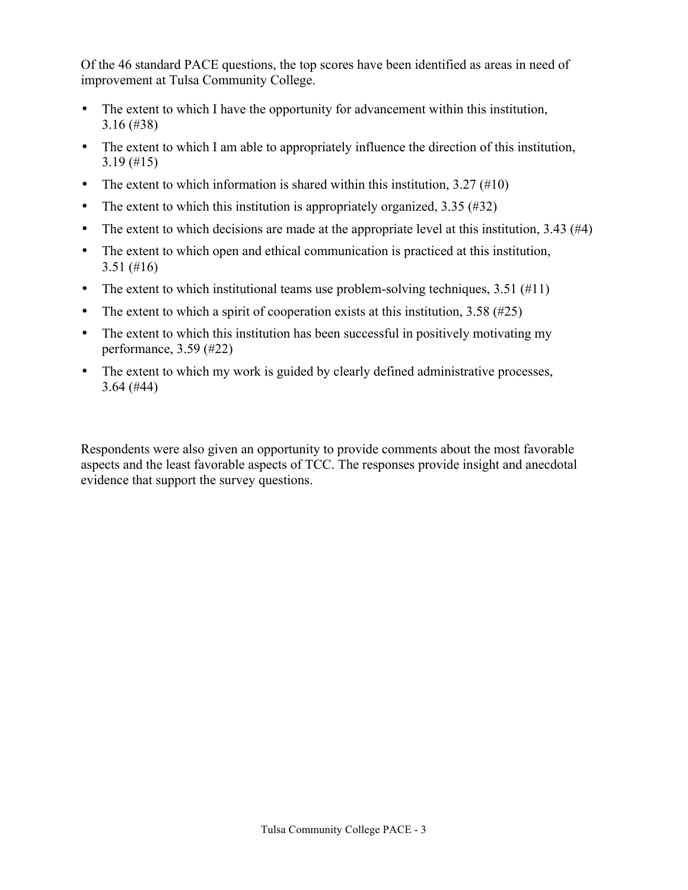Of the 46 standard PACE questions, the top scores have been identified as areas in need of improvement at Tulsa Community College.

- The extent to which I have the opportunity for advancement within this institution, 3.16 (#38)
- The extent to which I am able to appropriately influence the direction of this institution, 3.19 (#15)
- The extent to which information is shared within this institution, 3.27 (#10)
- The extent to which this institution is appropriately organized, 3.35 (#32)
- The extent to which decisions are made at the appropriate level at this institution, 3.43 (#4)
- The extent to which open and ethical communication is practiced at this institution, 3.51 (#16)
- The extent to which institutional teams use problem-solving techniques, 3.51 (#11)
- The extent to which a spirit of cooperation exists at this institution, 3.58 (#25)
- The extent to which this institution has been successful in positively motivating my performance, 3.59 (#22)
- The extent to which my work is guided by clearly defined administrative processes, 3.64 (#44)

Respondents were also given an opportunity to provide comments about the most favorable aspects and the least favorable aspects of TCC. The responses provide insight and anecdotal evidence that support the survey questions.